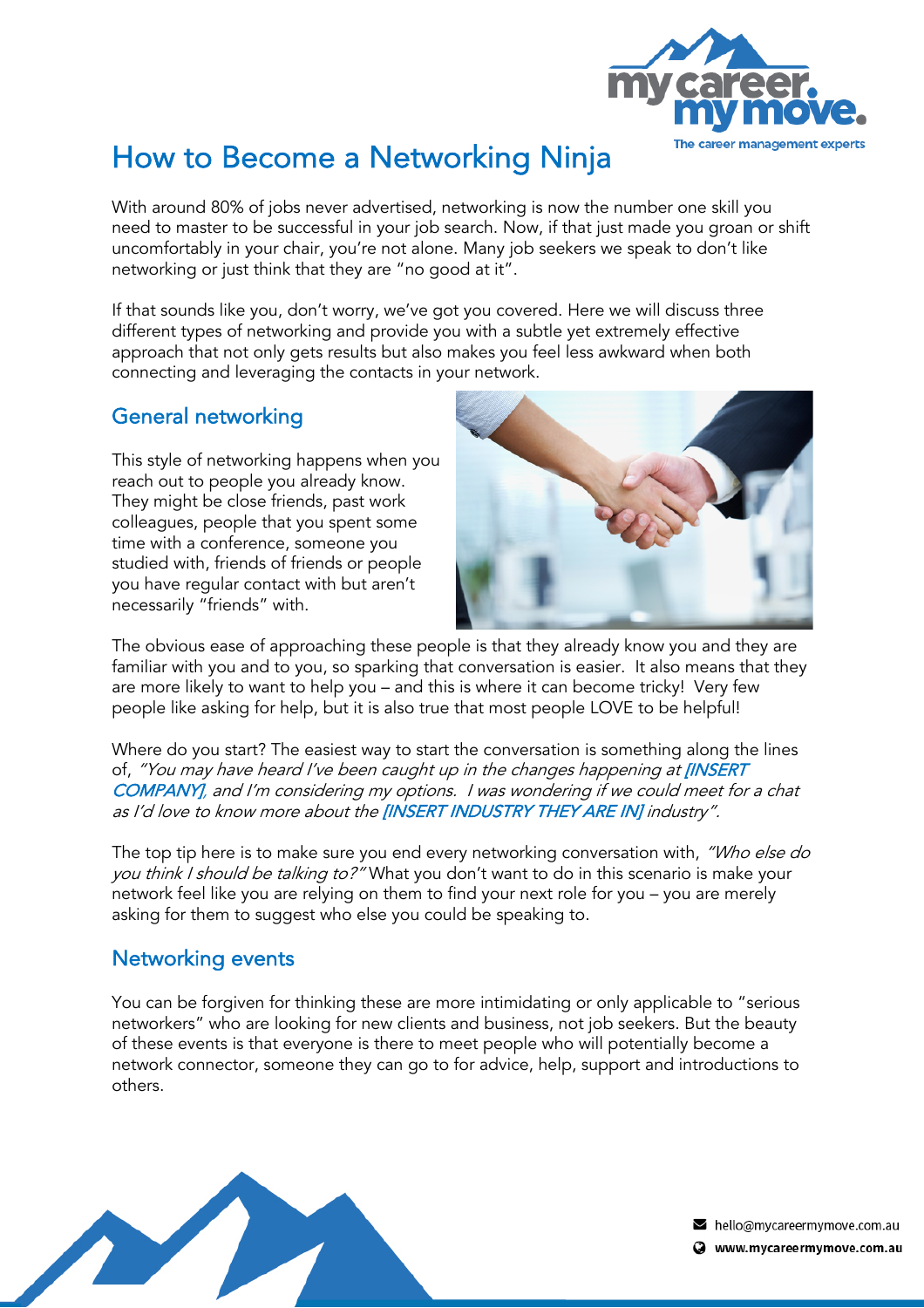# How to Become a Networking Ninja

With around 80% of jobs never advertised, networking is now the number one skill you need to master to be successful in your job search. Now, if that just made you groan or shift uncomfortably in your chair, you're not alone. Many job seekers we speak to don't like networking or just think that they are "no good at it".

If that sounds like you, don't worry, we've got you covered. Here we will discuss three different types of networking and provide you with a subtle yet extremely effective approach that not only gets results but also makes you feel less awkward when both connecting and leveraging the contacts in your network.

## General networking

This style of networking happens when you reach out to people you already know. They might be close friends, past work colleagues, people that you spent some time with a conference, someone you studied with, friends of friends or people you have regular contact with but aren't necessarily "friends" with.

The obvious ease of approaching these people is that they already know you and they are familiar with you and to you, so sparking that conversation is easier. It also means that they are more likely to want to help you – and this is where it can become tricky! Very few people like asking for help, but it is also true that most people LOVE to be helpful!

Where do you start? The easiest way to start the conversation is something along the lines of, *"You may have heard I've been caught up in the changes happening at [INSERT COMPANY], and I'm considering my options. I was wondering if we could meet for a chat as I'd love to know more about the [INSERT INDUSTRY THEY ARE IN] industry".*

The top tip here is to make sure you end every networking conversation with, *"Who else do you think I should be talking to?"* What you don't want to do in this scenario is make your network feel like you are relying on them to find your next role for you – you are merely asking for them to suggest who else you could be speaking to.

## Networking events

You can be forgiven for thinking these are more intimidating or only applicable to "serious networkers" who are looking for new clients and business, not job seekers. But the beauty of these events is that everyone is there to meet people who will potentially become a network connector, someone they can go to for advice, help, support and introductions to others.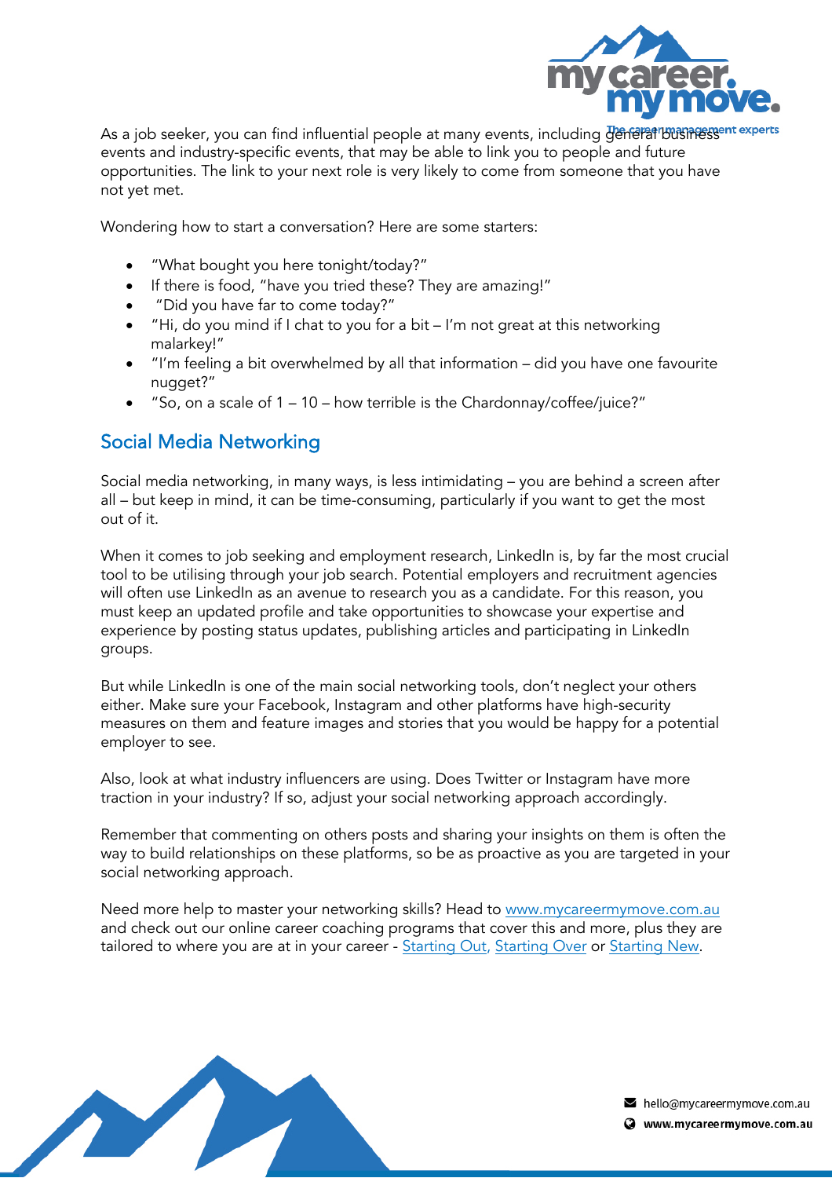As a job seeker, you can find influential people at many events, including general business events and industry-specific events, that may be able to link you to people and future opportunities. The link to your next role is very likely to come from someone that you have not yet met.

Wondering how to start a conversation? Here are some starters:

- "What bought you here tonight/today?"
- If there is food, "have you tried these? They are amazing!"
- "Did you have far to come today?"
- "Hi, do you mind if I chat to you for a bit – I'm not great at this networking malarkey!"
- "I'm feeling a bit overwhelmed by all that information – did you have one favourite nugget?"
- "So, on a scale of 1 – 10 – how terrible is the Chardonnay/coffee/juice?"

## Social Media Networking

Social media networking, in many ways, is less intimidating – you are behind a screen after all – but keep in mind, it can be time-consuming, particularly if you want to get the most out of it.

When it comes to job seeking and employment research, LinkedIn is, by far the most crucial tool to be utilising through your job search. Potential employers and recruitment agencies will often use LinkedIn as an avenue to research you as a candidate. For this reason, you must keep an updated profile and take opportunities to showcase your expertise and experience by posting status updates, publishing articles and participating in LinkedIn groups.

But while LinkedIn is one of the main social networking tools, don't neglect your others either. Make sure your Facebook, Instagram and other platforms have high-security measures on them and feature images and stories that you would be happy for a potential employer to see.

Also, look at what industry influencers are using. Does Twitter or Instagram have more traction in your industry? If so, adjust your social networking approach accordingly.

Remember that commenting on others posts and sharing your insights on them is often the way to build relationships on these platforms, so be as proactive as you are targeted in your social networking approach.

Need more help to master your networking skills? Head to www.mycareermymove.com.au and check out our online career coaching programs that cover this and more, plus they are tailored to where you are at in your career - Starting Out, Starting Over or Starting New.